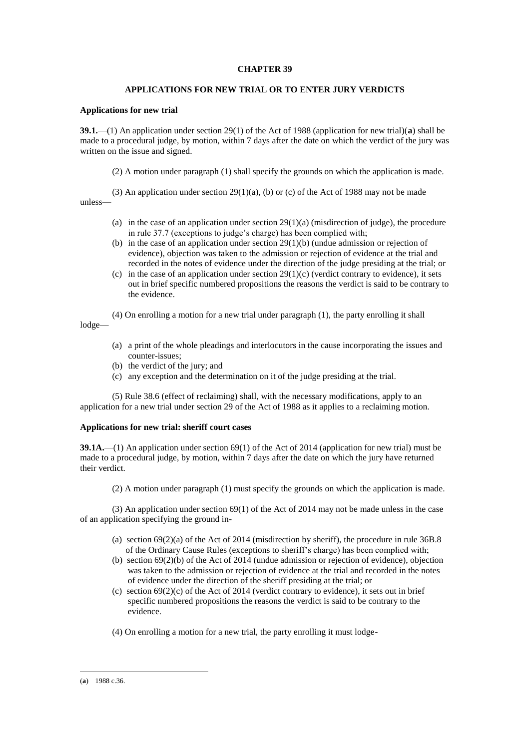# CHAPTER 39

## APPLICATIONS FOR NEW TRIAL OR TO ENTER JURY VERDICTS

### Applications for new trial

**39.1.**—(1) An application under section 29(1) of the Act of 1988 (application for new trial)(**a**) shall be made to a procedural judge, by motion, within 7 days after the date on which the verdict of the jury was written on the issue and signed.

(2) A motion under paragraph (1) shall specify the grounds on which the application is made.

(3) An application under section 29(1)(a), (b) or (c) of the Act of 1988 may not be made unless—

- (a) in the case of an application under section 29(1)(a) (misdirection of judge), the procedure in rule 37.7 (exceptions to judge's charge) has been complied with;
- (b) in the case of an application under section 29(1)(b) (undue admission or rejection of evidence), objection was taken to the admission or rejection of evidence at the trial and recorded in the notes of evidence under the direction of the judge presiding at the trial; or
- (c) in the case of an application under section 29(1)(c) (verdict contrary to evidence), it sets out in brief specific numbered propositions the reasons the verdict is said to be contrary to the evidence.

(4) On enrolling a motion for a new trial under paragraph (1), the party enrolling it shall lodge—

- (a) a print of the whole pleadings and interlocutors in the cause incorporating the issues and counter-issues;
- (b) the verdict of the jury; and
- (c) any exception and the determination on it of the judge presiding at the trial.

(5) Rule 38.6 (effect of reclaiming) shall, with the necessary modifications, apply to an application for a new trial under section 29 of the Act of 1988 as it applies to a reclaiming motion.

### Applications for new trial: sheriff court cases

**39.1A.**—(1) An application under section 69(1) of the Act of 2014 (application for new trial) must be made to a procedural judge, by motion, within 7 days after the date on which the jury have returned their verdict.

(2) A motion under paragraph (1) must specify the grounds on which the application is made.

(3) An application under section 69(1) of the Act of 2014 may not be made unless in the case of an application specifying the ground in-

- (a) section 69(2)(a) of the Act of 2014 (misdirection by sheriff), the procedure in rule 36B.8 of the Ordinary Cause Rules (exceptions to sheriff's charge) has been complied with;
- (b) section 69(2)(b) of the Act of 2014 (undue admission or rejection of evidence), objection was taken to the admission or rejection of evidence at the trial and recorded in the notes of evidence under the direction of the sheriff presiding at the trial; or
- (c) section 69(2)(c) of the Act of 2014 (verdict contrary to evidence), it sets out in brief specific numbered propositions the reasons the verdict is said to be contrary to the evidence.

(4) On enrolling a motion for a new trial, the party enrolling it must lodge-

---

(**a**) 1988 c.36.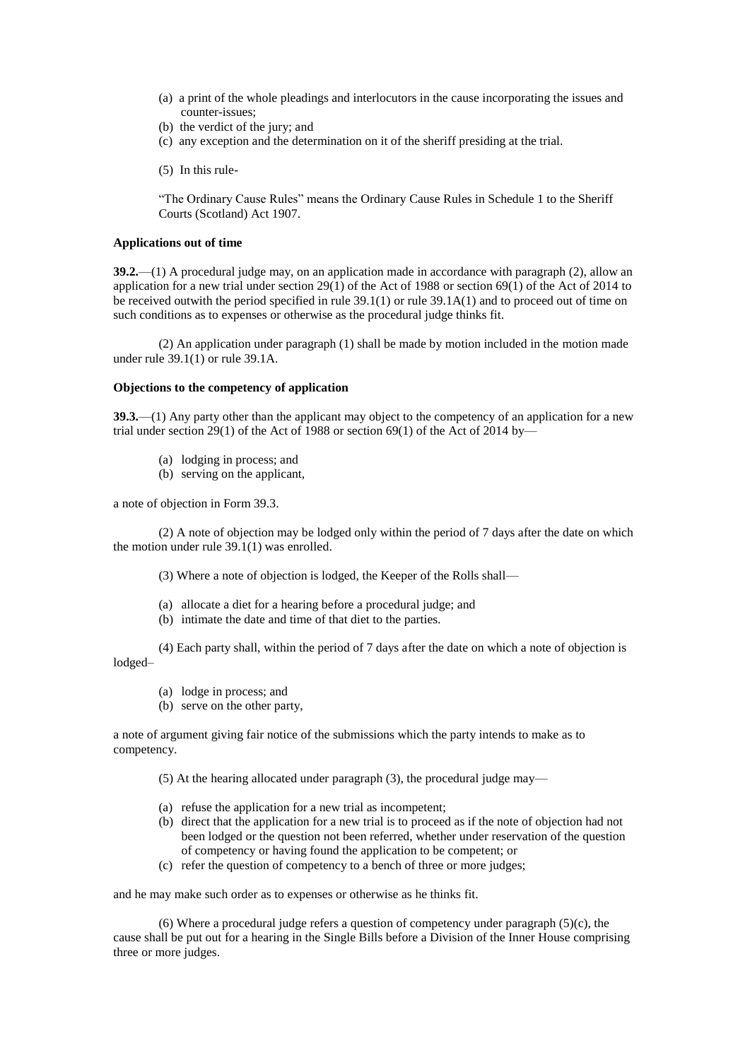(a) a print of the whole pleadings and interlocutors in the cause incorporating the issues and counter-issues;
(b) the verdict of the jury; and
(c) any exception and the determination on it of the sheriff presiding at the trial.

(5) In this rule-

"The Ordinary Cause Rules" means the Ordinary Cause Rules in Schedule 1 to the Sheriff Courts (Scotland) Act 1907.

**Applications out of time**

**39.2.**—(1) A procedural judge may, on an application made in accordance with paragraph (2), allow an application for a new trial under section 29(1) of the Act of 1988 or section 69(1) of the Act of 2014 to be received outwith the period specified in rule 39.1(1) or rule 39.1A(1) and to proceed out of time on such conditions as to expenses or otherwise as the procedural judge thinks fit.

(2) An application under paragraph (1) shall be made by motion included in the motion made under rule 39.1(1) or rule 39.1A.

**Objections to the competency of application**

**39.3.**—(1) Any party other than the applicant may object to the competency of an application for a new trial under section 29(1) of the Act of 1988 or section 69(1) of the Act of 2014 by—

(a) lodging in process; and
(b) serving on the applicant,

a note of objection in Form 39.3.

(2) A note of objection may be lodged only within the period of 7 days after the date on which the motion under rule 39.1(1) was enrolled.

(3) Where a note of objection is lodged, the Keeper of the Rolls shall—

(a) allocate a diet for a hearing before a procedural judge; and
(b) intimate the date and time of that diet to the parties.

(4) Each party shall, within the period of 7 days after the date on which a note of objection is lodged–

(a) lodge in process; and
(b) serve on the other party,

a note of argument giving fair notice of the submissions which the party intends to make as to competency.

(5) At the hearing allocated under paragraph (3), the procedural judge may—

(a) refuse the application for a new trial as incompetent;
(b) direct that the application for a new trial is to proceed as if the note of objection had not been lodged or the question not been referred, whether under reservation of the question of competency or having found the application to be competent; or
(c) refer the question of competency to a bench of three or more judges;

and he may make such order as to expenses or otherwise as he thinks fit.

(6) Where a procedural judge refers a question of competency under paragraph (5)(c), the cause shall be put out for a hearing in the Single Bills before a Division of the Inner House comprising three or more judges.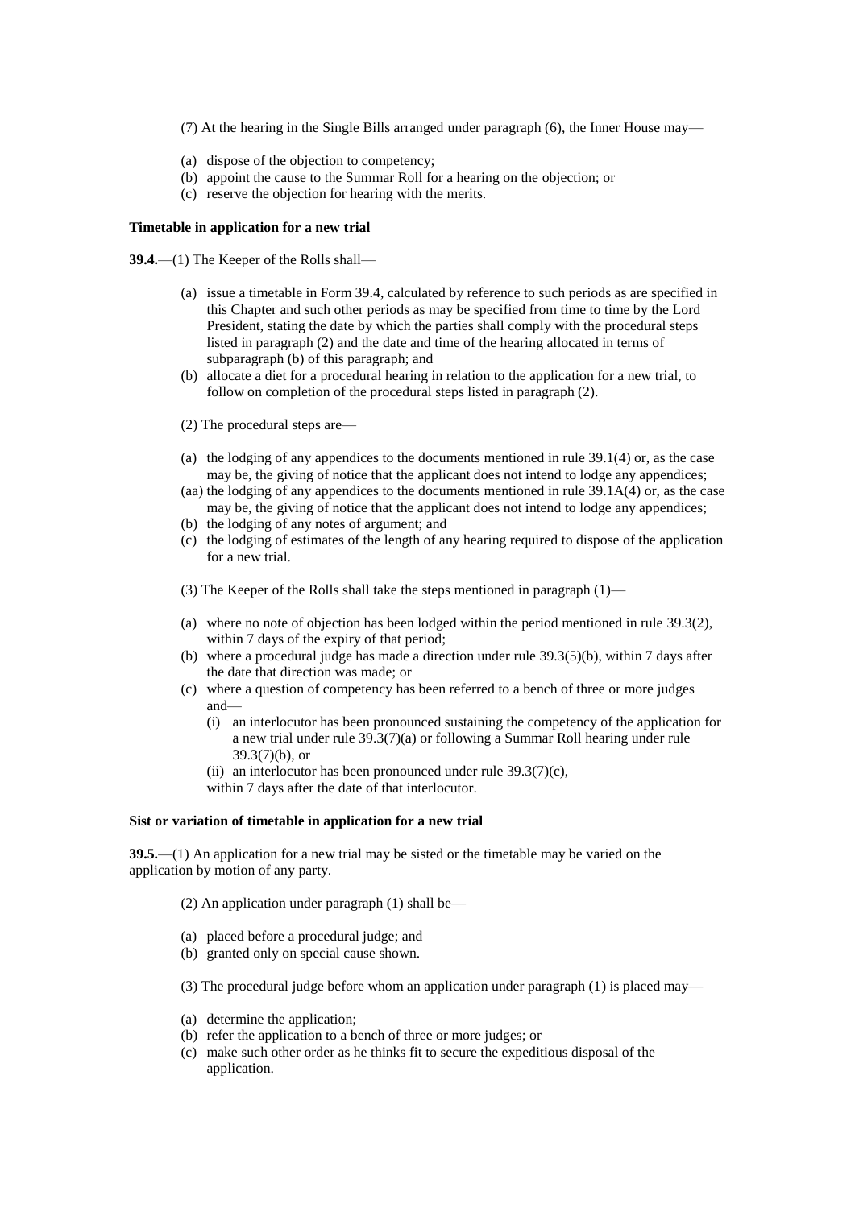(7) At the hearing in the Single Bills arranged under paragraph (6), the Inner House may—

(a) dispose of the objection to competency;
(b) appoint the cause to the Summar Roll for a hearing on the objection; or
(c) reserve the objection for hearing with the merits.

**Timetable in application for a new trial**

**39.4.**—(1) The Keeper of the Rolls shall—

(a) issue a timetable in Form 39.4, calculated by reference to such periods as are specified in this Chapter and such other periods as may be specified from time to time by the Lord President, stating the date by which the parties shall comply with the procedural steps listed in paragraph (2) and the date and time of the hearing allocated in terms of subparagraph (b) of this paragraph; and
(b) allocate a diet for a procedural hearing in relation to the application for a new trial, to follow on completion of the procedural steps listed in paragraph (2).

(2) The procedural steps are—

(a) the lodging of any appendices to the documents mentioned in rule 39.1(4) or, as the case may be, the giving of notice that the applicant does not intend to lodge any appendices;
(aa) the lodging of any appendices to the documents mentioned in rule 39.1A(4) or, as the case may be, the giving of notice that the applicant does not intend to lodge any appendices;
(b) the lodging of any notes of argument; and
(c) the lodging of estimates of the length of any hearing required to dispose of the application for a new trial.

(3) The Keeper of the Rolls shall take the steps mentioned in paragraph (1)—

(a) where no note of objection has been lodged within the period mentioned in rule 39.3(2), within 7 days of the expiry of that period;
(b) where a procedural judge has made a direction under rule 39.3(5)(b), within 7 days after the date that direction was made; or
(c) where a question of competency has been referred to a bench of three or more judges and—
    (i) an interlocutor has been pronounced sustaining the competency of the application for a new trial under rule 39.3(7)(a) or following a Summar Roll hearing under rule 39.3(7)(b), or
    (ii) an interlocutor has been pronounced under rule 39.3(7)(c),
    within 7 days after the date of that interlocutor.

**Sist or variation of timetable in application for a new trial**

**39.5.**—(1) An application for a new trial may be sisted or the timetable may be varied on the application by motion of any party.

(2) An application under paragraph (1) shall be—

(a) placed before a procedural judge; and
(b) granted only on special cause shown.

(3) The procedural judge before whom an application under paragraph (1) is placed may—

(a) determine the application;
(b) refer the application to a bench of three or more judges; or
(c) make such other order as he thinks fit to secure the expeditious disposal of the application.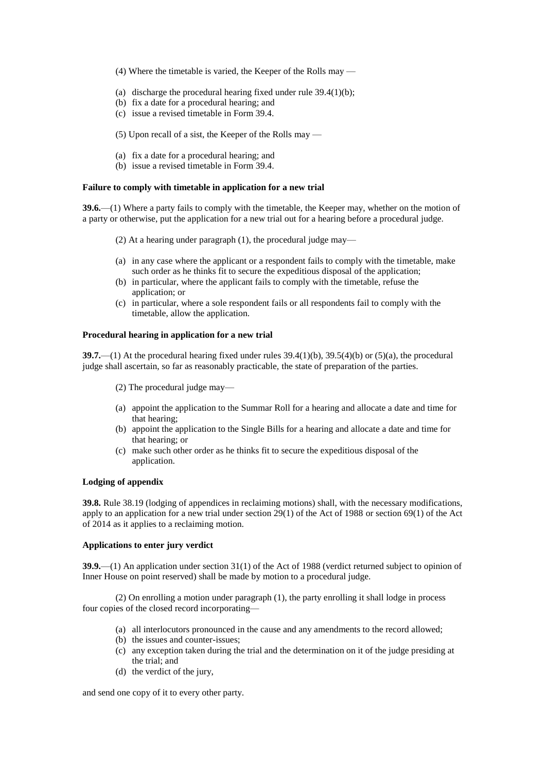(4) Where the timetable is varied, the Keeper of the Rolls may —

(a) discharge the procedural hearing fixed under rule 39.4(1)(b);
(b) fix a date for a procedural hearing; and
(c) issue a revised timetable in Form 39.4.

(5) Upon recall of a sist, the Keeper of the Rolls may —

(a) fix a date for a procedural hearing; and
(b) issue a revised timetable in Form 39.4.

**Failure to comply with timetable in application for a new trial**

**39.6.**—(1) Where a party fails to comply with the timetable, the Keeper may, whether on the motion of a party or otherwise, put the application for a new trial out for a hearing before a procedural judge.

(2) At a hearing under paragraph (1), the procedural judge may—

(a) in any case where the applicant or a respondent fails to comply with the timetable, make such order as he thinks fit to secure the expeditious disposal of the application;
(b) in particular, where the applicant fails to comply with the timetable, refuse the application; or
(c) in particular, where a sole respondent fails or all respondents fail to comply with the timetable, allow the application.

**Procedural hearing in application for a new trial**

**39.7.**—(1) At the procedural hearing fixed under rules 39.4(1)(b), 39.5(4)(b) or (5)(a), the procedural judge shall ascertain, so far as reasonably practicable, the state of preparation of the parties.

(2) The procedural judge may—

(a) appoint the application to the Summar Roll for a hearing and allocate a date and time for that hearing;
(b) appoint the application to the Single Bills for a hearing and allocate a date and time for that hearing; or
(c) make such other order as he thinks fit to secure the expeditious disposal of the application.

**Lodging of appendix**

**39.8.** Rule 38.19 (lodging of appendices in reclaiming motions) shall, with the necessary modifications, apply to an application for a new trial under section 29(1) of the Act of 1988 or section 69(1) of the Act of 2014 as it applies to a reclaiming motion.

**Applications to enter jury verdict**

**39.9.**—(1) An application under section 31(1) of the Act of 1988 (verdict returned subject to opinion of Inner House on point reserved) shall be made by motion to a procedural judge.

(2) On enrolling a motion under paragraph (1), the party enrolling it shall lodge in process four copies of the closed record incorporating—

(a) all interlocutors pronounced in the cause and any amendments to the record allowed;
(b) the issues and counter-issues;
(c) any exception taken during the trial and the determination on it of the judge presiding at the trial; and
(d) the verdict of the jury,

and send one copy of it to every other party.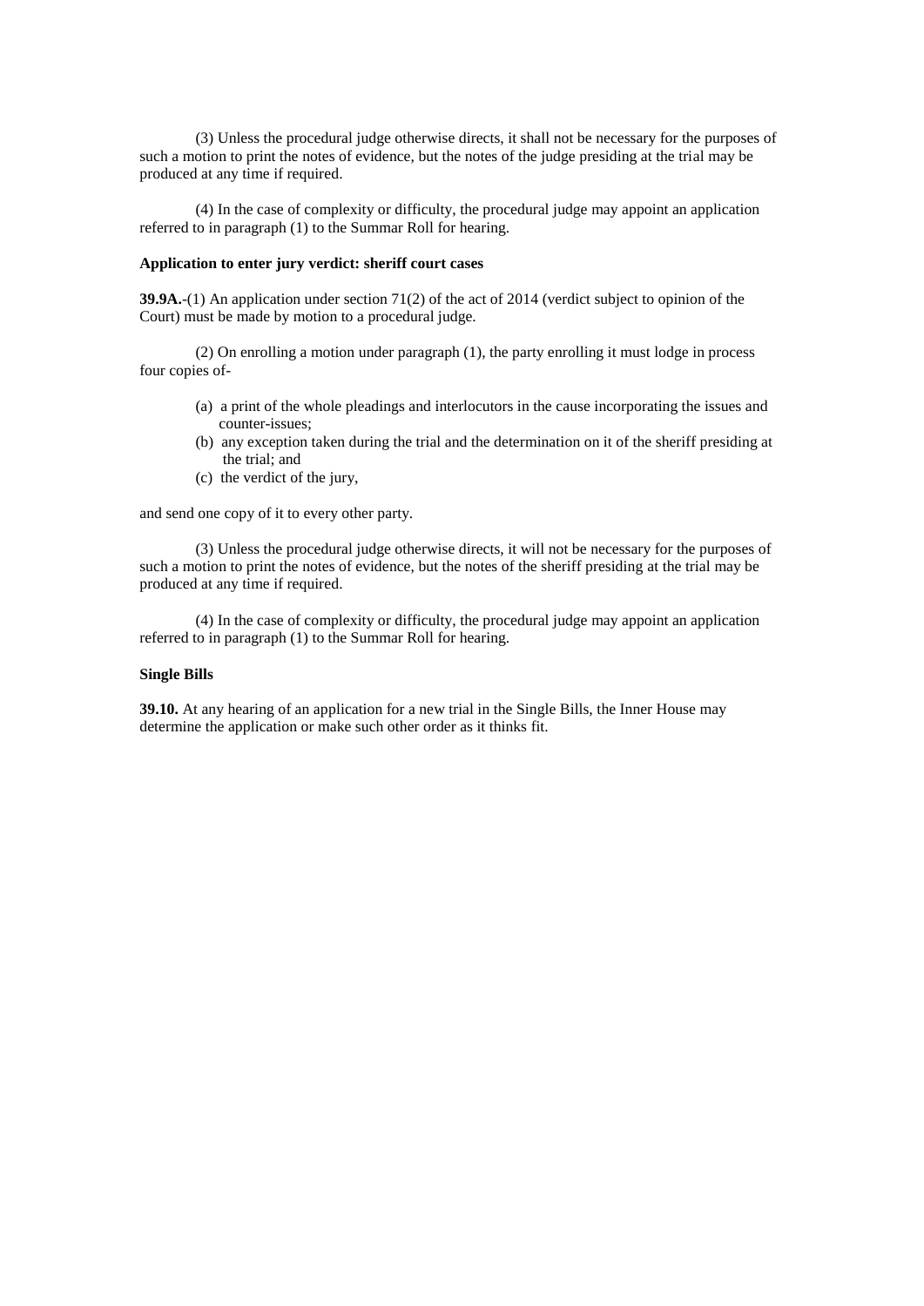(3) Unless the procedural judge otherwise directs, it shall not be necessary for the purposes of such a motion to print the notes of evidence, but the notes of the judge presiding at the trial may be produced at any time if required.

(4) In the case of complexity or difficulty, the procedural judge may appoint an application referred to in paragraph (1) to the Summar Roll for hearing.

**Application to enter jury verdict: sheriff court cases**

**39.9A.**-(1) An application under section 71(2) of the act of 2014 (verdict subject to opinion of the Court) must be made by motion to a procedural judge.

(2) On enrolling a motion under paragraph (1), the party enrolling it must lodge in process four copies of-

(a) a print of the whole pleadings and interlocutors in the cause incorporating the issues and counter-issues;
(b) any exception taken during the trial and the determination on it of the sheriff presiding at the trial; and
(c) the verdict of the jury,

and send one copy of it to every other party.

(3) Unless the procedural judge otherwise directs, it will not be necessary for the purposes of such a motion to print the notes of evidence, but the notes of the sheriff presiding at the trial may be produced at any time if required.

(4) In the case of complexity or difficulty, the procedural judge may appoint an application referred to in paragraph (1) to the Summar Roll for hearing.

**Single Bills**

**39.10.** At any hearing of an application for a new trial in the Single Bills, the Inner House may determine the application or make such other order as it thinks fit.